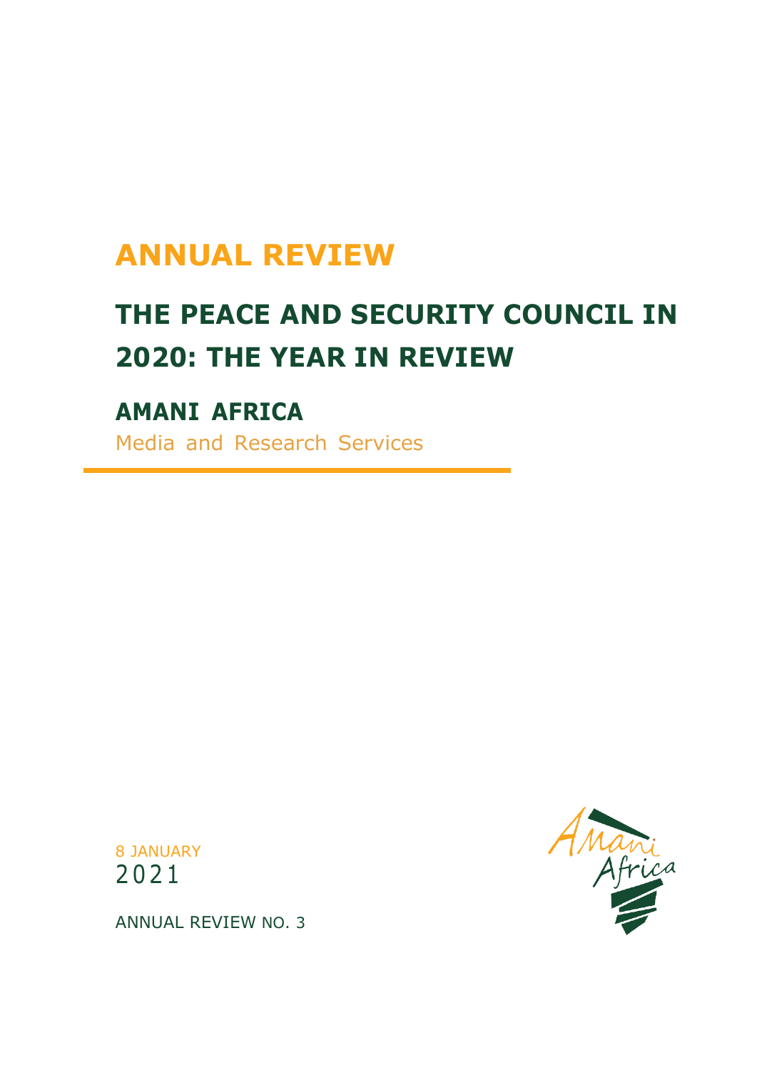# ANNUAL REVIEW

# THE PEACE AND SECURITY COUNCIL IN 2020: THE YEAR IN REVIEW

## AMANI AFRICA

Media and Research Services

8 JANUARY
2021

ANNUAL REVIEW NO. 3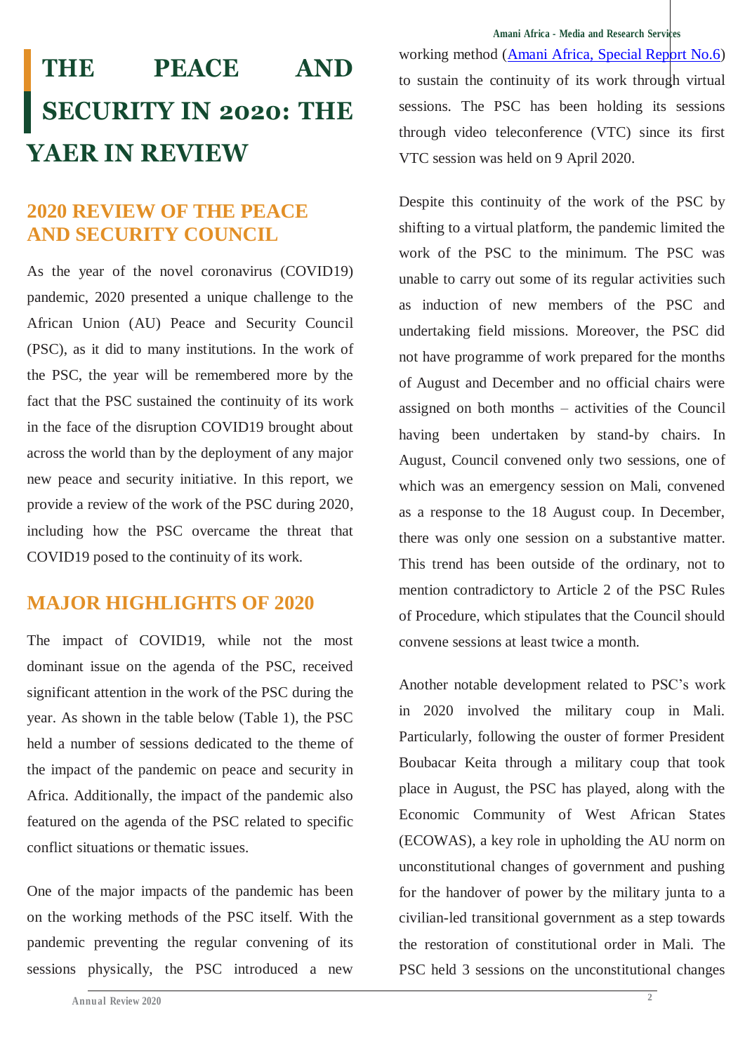# THE PEACE AND SECURITY IN 2020: THE YAER IN REVIEW

## 2020 REVIEW OF THE PEACE AND SECURITY COUNCIL

As the year of the novel coronavirus (COVID19) pandemic, 2020 presented a unique challenge to the African Union (AU) Peace and Security Council (PSC), as it did to many institutions. In the work of the PSC, the year will be remembered more by the fact that the PSC sustained the continuity of its work in the face of the disruption COVID19 brought about across the world than by the deployment of any major new peace and security initiative. In this report, we provide a review of the work of the PSC during 2020, including how the PSC overcame the threat that COVID19 posed to the continuity of its work.

## MAJOR HIGHLIGHTS OF 2020

The impact of COVID19, while not the most dominant issue on the agenda of the PSC, received significant attention in the work of the PSC during the year. As shown in the table below (Table 1), the PSC held a number of sessions dedicated to the theme of the impact of the pandemic on peace and security in Africa. Additionally, the impact of the pandemic also featured on the agenda of the PSC related to specific conflict situations or thematic issues.

One of the major impacts of the pandemic has been on the working methods of the PSC itself. With the pandemic preventing the regular convening of its sessions physically, the PSC introduced a new working method ([Amani Africa, Special Report No.6](Amani Africa, Special Report No.6)) to sustain the continuity of its work through virtual sessions. The PSC has been holding its sessions through video teleconference (VTC) since its first VTC session was held on 9 April 2020.

Despite this continuity of the work of the PSC by shifting to a virtual platform, the pandemic limited the work of the PSC to the minimum. The PSC was unable to carry out some of its regular activities such as induction of new members of the PSC and undertaking field missions. Moreover, the PSC did not have programme of work prepared for the months of August and December and no official chairs were assigned on both months – activities of the Council having been undertaken by stand-by chairs. In August, Council convened only two sessions, one of which was an emergency session on Mali, convened as a response to the 18 August coup. In December, there was only one session on a substantive matter. This trend has been outside of the ordinary, not to mention contradictory to Article 2 of the PSC Rules of Procedure, which stipulates that the Council should convene sessions at least twice a month.

Another notable development related to PSC's work in 2020 involved the military coup in Mali. Particularly, following the ouster of former President Boubacar Keita through a military coup that took place in August, the PSC has played, along with the Economic Community of West African States (ECOWAS), a key role in upholding the AU norm on unconstitutional changes of government and pushing for the handover of power by the military junta to a civilian-led transitional government as a step towards the restoration of constitutional order in Mali. The PSC held 3 sessions on the unconstitutional changes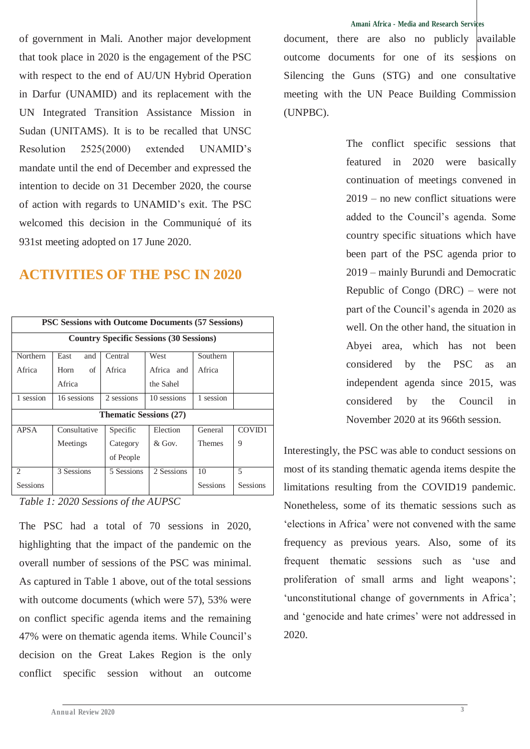of government in Mali. Another major development that took place in 2020 is the engagement of the PSC with respect to the end of AU/UN Hybrid Operation in Darfur (UNAMID) and its replacement with the UN Integrated Transition Assistance Mission in Sudan (UNITAMS). It is to be recalled that UNSC Resolution 2525(2000) extended UNAMID's mandate until the end of December and expressed the intention to decide on 31 December 2020, the course of action with regards to UNAMID's exit. The PSC welcomed this decision in the Communiqué of its 931st meeting adopted on 17 June 2020.

## ACTIVITIES OF THE PSC IN 2020

| PSC Sessions with Outcome Documents (57 Sessions) | | | | | |
|---|---|---|---|---|---|
| Country Specific Sessions (30 Sessions) | | | | | |
| Northern Africa | East and Horn of Africa | Central Africa | West Africa and the Sahel | Southern Africa | |
| 1 session | 16 sessions | 2 sessions | 10 sessions | 1 session | |
| Thematic Sessions (27) | | | | | |
| APSA | Consultative Meetings | Specific Category of People | Election & Gov. | General Themes | COVID19 |
| 2 Sessions | 3 Sessions | 5 Sessions | 2 Sessions | 10 Sessions | 5 Sessions |

*Table 1: 2020 Sessions of the AUPSC*

The PSC had a total of 70 sessions in 2020, highlighting that the impact of the pandemic on the overall number of sessions of the PSC was minimal. As captured in Table 1 above, out of the total sessions with outcome documents (which were 57), 53% were on conflict specific agenda items and the remaining 47% were on thematic agenda items. While Council's decision on the Great Lakes Region is the only conflict specific session without an outcome document, there are also no publicly available outcome documents for one of its sessions on Silencing the Guns (STG) and one consultative meeting with the UN Peace Building Commission (UNPBC).

The conflict specific sessions that featured in 2020 were basically continuation of meetings convened in 2019 – no new conflict situations were added to the Council's agenda. Some country specific situations which have been part of the PSC agenda prior to 2019 – mainly Burundi and Democratic Republic of Congo (DRC) – were not part of the Council's agenda in 2020 as well. On the other hand, the situation in Abyei area, which has not been considered by the PSC as an independent agenda since 2015, was considered by the Council in November 2020 at its 966th session.

Interestingly, the PSC was able to conduct sessions on most of its standing thematic agenda items despite the limitations resulting from the COVID19 pandemic. Nonetheless, some of its thematic sessions such as 'elections in Africa' were not convened with the same frequency as previous years. Also, some of its frequent thematic sessions such as 'use and proliferation of small arms and light weapons'; 'unconstitutional change of governments in Africa'; and 'genocide and hate crimes' were not addressed in 2020.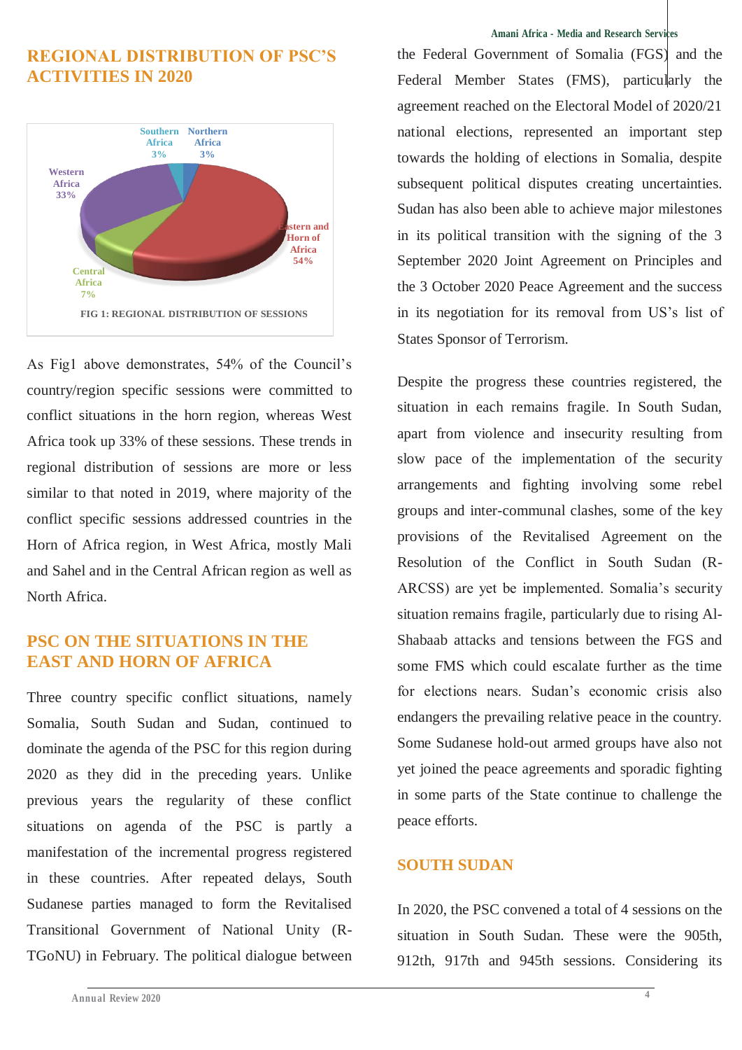## REGIONAL DISTRIBUTION OF PSC'S ACTIVITIES IN 2020

Southern Africa 3%
Northern Africa 3%
Western Africa 33%
Eastern and Horn of Africa 54%
Central Africa 7%

FIG 1: REGIONAL DISTRIBUTION OF SESSIONS

As Fig1 above demonstrates, 54% of the Council's country/region specific sessions were committed to conflict situations in the horn region, whereas West Africa took up 33% of these sessions. These trends in regional distribution of sessions are more or less similar to that noted in 2019, where majority of the conflict specific sessions addressed countries in the Horn of Africa region, in West Africa, mostly Mali and Sahel and in the Central African region as well as North Africa.

## PSC ON THE SITUATIONS IN THE EAST AND HORN OF AFRICA

Three country specific conflict situations, namely Somalia, South Sudan and Sudan, continued to dominate the agenda of the PSC for this region during 2020 as they did in the preceding years. Unlike previous years the regularity of these conflict situations on agenda of the PSC is partly a manifestation of the incremental progress registered in these countries. After repeated delays, South Sudanese parties managed to form the Revitalised Transitional Government of National Unity (R-TGoNU) in February. The political dialogue between the Federal Government of Somalia (FGS) and the Federal Member States (FMS), particularly the agreement reached on the Electoral Model of 2020/21 national elections, represented an important step towards the holding of elections in Somalia, despite subsequent political disputes creating uncertainties. Sudan has also been able to achieve major milestones in its political transition with the signing of the 3 September 2020 Joint Agreement on Principles and the 3 October 2020 Peace Agreement and the success in its negotiation for its removal from US's list of States Sponsor of Terrorism.

Despite the progress these countries registered, the situation in each remains fragile. In South Sudan, apart from violence and insecurity resulting from slow pace of the implementation of the security arrangements and fighting involving some rebel groups and inter-communal clashes, some of the key provisions of the Revitalised Agreement on the Resolution of the Conflict in South Sudan (R-ARCSS) are yet be implemented. Somalia's security situation remains fragile, particularly due to rising Al-Shabaab attacks and tensions between the FGS and some FMS which could escalate further as the time for elections nears. Sudan's economic crisis also endangers the prevailing relative peace in the country. Some Sudanese hold-out armed groups have also not yet joined the peace agreements and sporadic fighting in some parts of the State continue to challenge the peace efforts.

## SOUTH SUDAN

In 2020, the PSC convened a total of 4 sessions on the situation in South Sudan. These were the 905th, 912th, 917th and 945th sessions. Considering its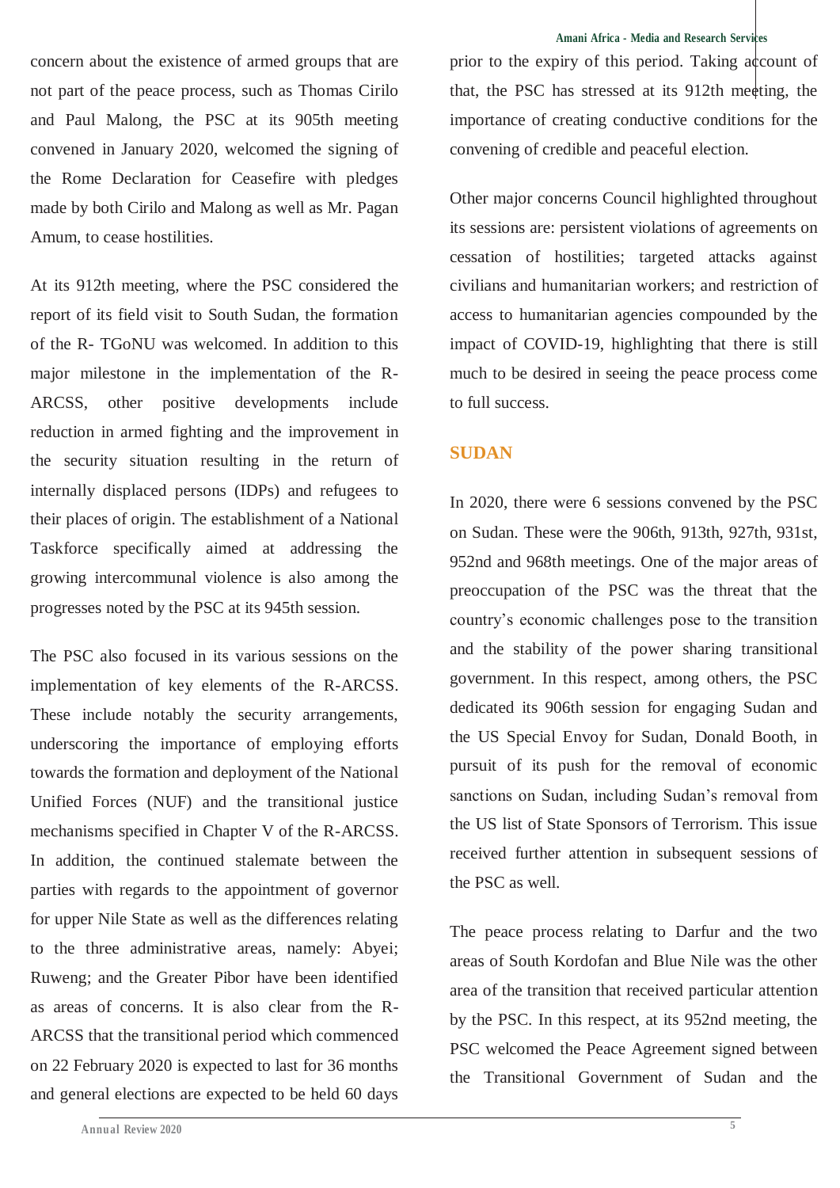concern about the existence of armed groups that are not part of the peace process, such as Thomas Cirilo and Paul Malong, the PSC at its 905th meeting convened in January 2020, welcomed the signing of the Rome Declaration for Ceasefire with pledges made by both Cirilo and Malong as well as Mr. Pagan Amum, to cease hostilities.

At its 912th meeting, where the PSC considered the report of its field visit to South Sudan, the formation of the R- TGoNU was welcomed. In addition to this major milestone in the implementation of the R-ARCSS, other positive developments include reduction in armed fighting and the improvement in the security situation resulting in the return of internally displaced persons (IDPs) and refugees to their places of origin. The establishment of a National Taskforce specifically aimed at addressing the growing intercommunal violence is also among the progresses noted by the PSC at its 945th session.

The PSC also focused in its various sessions on the implementation of key elements of the R-ARCSS. These include notably the security arrangements, underscoring the importance of employing efforts towards the formation and deployment of the National Unified Forces (NUF) and the transitional justice mechanisms specified in Chapter V of the R-ARCSS. In addition, the continued stalemate between the parties with regards to the appointment of governor for upper Nile State as well as the differences relating to the three administrative areas, namely: Abyei; Ruweng; and the Greater Pibor have been identified as areas of concerns. It is also clear from the R-ARCSS that the transitional period which commenced on 22 February 2020 is expected to last for 36 months and general elections are expected to be held 60 days prior to the expiry of this period. Taking account of that, the PSC has stressed at its 912th meeting, the importance of creating conductive conditions for the convening of credible and peaceful election.

Other major concerns Council highlighted throughout its sessions are: persistent violations of agreements on cessation of hostilities; targeted attacks against civilians and humanitarian workers; and restriction of access to humanitarian agencies compounded by the impact of COVID-19, highlighting that there is still much to be desired in seeing the peace process come to full success.

## SUDAN

In 2020, there were 6 sessions convened by the PSC on Sudan. These were the 906th, 913th, 927th, 931st, 952nd and 968th meetings. One of the major areas of preoccupation of the PSC was the threat that the country's economic challenges pose to the transition and the stability of the power sharing transitional government. In this respect, among others, the PSC dedicated its 906th session for engaging Sudan and the US Special Envoy for Sudan, Donald Booth, in pursuit of its push for the removal of economic sanctions on Sudan, including Sudan's removal from the US list of State Sponsors of Terrorism. This issue received further attention in subsequent sessions of the PSC as well.

The peace process relating to Darfur and the two areas of South Kordofan and Blue Nile was the other area of the transition that received particular attention by the PSC. In this respect, at its 952nd meeting, the PSC welcomed the Peace Agreement signed between the Transitional Government of Sudan and the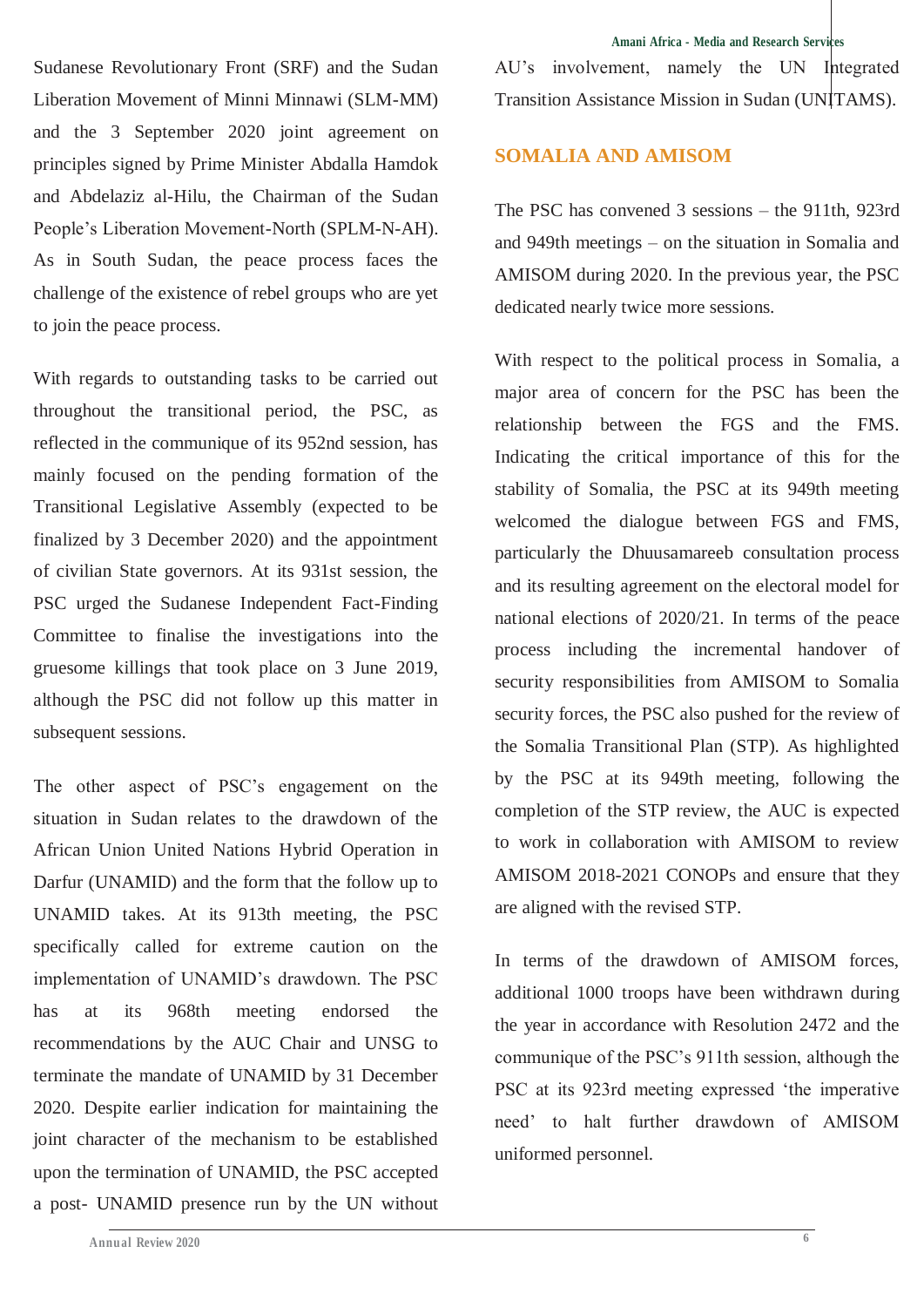Sudanese Revolutionary Front (SRF) and the Sudan Liberation Movement of Minni Minnawi (SLM-MM) and the 3 September 2020 joint agreement on principles signed by Prime Minister Abdalla Hamdok and Abdelaziz al-Hilu, the Chairman of the Sudan People's Liberation Movement-North (SPLM-N-AH). As in South Sudan, the peace process faces the challenge of the existence of rebel groups who are yet to join the peace process.

With regards to outstanding tasks to be carried out throughout the transitional period, the PSC, as reflected in the communique of its 952nd session, has mainly focused on the pending formation of the Transitional Legislative Assembly (expected to be finalized by 3 December 2020) and the appointment of civilian State governors. At its 931st session, the PSC urged the Sudanese Independent Fact-Finding Committee to finalise the investigations into the gruesome killings that took place on 3 June 2019, although the PSC did not follow up this matter in subsequent sessions.

The other aspect of PSC's engagement on the situation in Sudan relates to the drawdown of the African Union United Nations Hybrid Operation in Darfur (UNAMID) and the form that the follow up to UNAMID takes. At its 913th meeting, the PSC specifically called for extreme caution on the implementation of UNAMID's drawdown. The PSC has at its 968th meeting endorsed the recommendations by the AUC Chair and UNSG to terminate the mandate of UNAMID by 31 December 2020. Despite earlier indication for maintaining the joint character of the mechanism to be established upon the termination of UNAMID, the PSC accepted a post- UNAMID presence run by the UN without AU's involvement, namely the UN Integrated Transition Assistance Mission in Sudan (UNITAMS).

## SOMALIA AND AMISOM

The PSC has convened 3 sessions – the 911th, 923rd and 949th meetings – on the situation in Somalia and AMISOM during 2020. In the previous year, the PSC dedicated nearly twice more sessions.

With respect to the political process in Somalia, a major area of concern for the PSC has been the relationship between the FGS and the FMS. Indicating the critical importance of this for the stability of Somalia, the PSC at its 949th meeting welcomed the dialogue between FGS and FMS, particularly the Dhuusamareeb consultation process and its resulting agreement on the electoral model for national elections of 2020/21. In terms of the peace process including the incremental handover of security responsibilities from AMISOM to Somalia security forces, the PSC also pushed for the review of the Somalia Transitional Plan (STP). As highlighted by the PSC at its 949th meeting, following the completion of the STP review, the AUC is expected to work in collaboration with AMISOM to review AMISOM 2018-2021 CONOPs and ensure that they are aligned with the revised STP.

In terms of the drawdown of AMISOM forces, additional 1000 troops have been withdrawn during the year in accordance with Resolution 2472 and the communique of the PSC's 911th session, although the PSC at its 923rd meeting expressed 'the imperative need' to halt further drawdown of AMISOM uniformed personnel.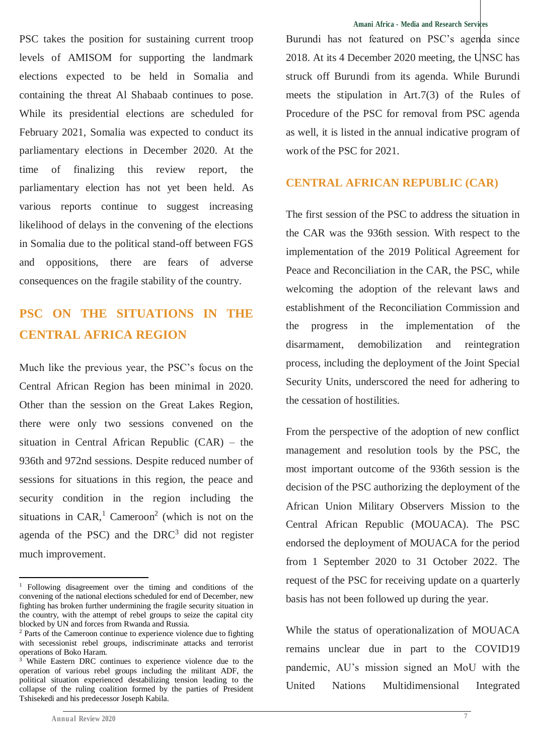PSC takes the position for sustaining current troop levels of AMISOM for supporting the landmark elections expected to be held in Somalia and containing the threat Al Shabaab continues to pose. While its presidential elections are scheduled for February 2021, Somalia was expected to conduct its parliamentary elections in December 2020. At the time of finalizing this review report, the parliamentary election has not yet been held. As various reports continue to suggest increasing likelihood of delays in the convening of the elections in Somalia due to the political stand-off between FGS and oppositions, there are fears of adverse consequences on the fragile stability of the country.

## PSC ON THE SITUATIONS IN THE CENTRAL AFRICA REGION

Much like the previous year, the PSC's focus on the Central African Region has been minimal in 2020. Other than the session on the Great Lakes Region, there were only two sessions convened on the situation in Central African Republic (CAR) – the 936th and 972nd sessions. Despite reduced number of sessions for situations in this region, the peace and security condition in the region including the situations in CAR,[1] Cameroon[2] (which is not on the agenda of the PSC) and the DRC[3] did not register much improvement.

Burundi has not featured on PSC's agenda since 2018. At its 4 December 2020 meeting, the UNSC has struck off Burundi from its agenda. While Burundi meets the stipulation in Art.7(3) of the Rules of Procedure of the PSC for removal from PSC agenda as well, it is listed in the annual indicative program of work of the PSC for 2021.

## CENTRAL AFRICAN REPUBLIC (CAR)

The first session of the PSC to address the situation in the CAR was the 936th session. With respect to the implementation of the 2019 Political Agreement for Peace and Reconciliation in the CAR, the PSC, while welcoming the adoption of the relevant laws and establishment of the Reconciliation Commission and the progress in the implementation of the disarmament, demobilization and reintegration process, including the deployment of the Joint Special Security Units, underscored the need for adhering to the cessation of hostilities.

From the perspective of the adoption of new conflict management and resolution tools by the PSC, the most important outcome of the 936th session is the decision of the PSC authorizing the deployment of the African Union Military Observers Mission to the Central African Republic (MOUACA). The PSC endorsed the deployment of MOUACA for the period from 1 September 2020 to 31 October 2022. The request of the PSC for receiving update on a quarterly basis has not been followed up during the year.

While the status of operationalization of MOUACA remains unclear due in part to the COVID19 pandemic, AU's mission signed an MoU with the United Nations Multidimensional Integrated

---

[1] Following disagreement over the timing and conditions of the convening of the national elections scheduled for end of December, new fighting has broken further undermining the fragile security situation in the country, with the attempt of rebel groups to seize the capital city blocked by UN and forces from Rwanda and Russia.

[2] Parts of the Cameroon continue to experience violence due to fighting with secessionist rebel groups, indiscriminate attacks and terrorist operations of Boko Haram.

[3] While Eastern DRC continues to experience violence due to the operation of various rebel groups including the militant ADF, the political situation experienced destabilizing tension leading to the collapse of the ruling coalition formed by the parties of President Tshisekedi and his predecessor Joseph Kabila.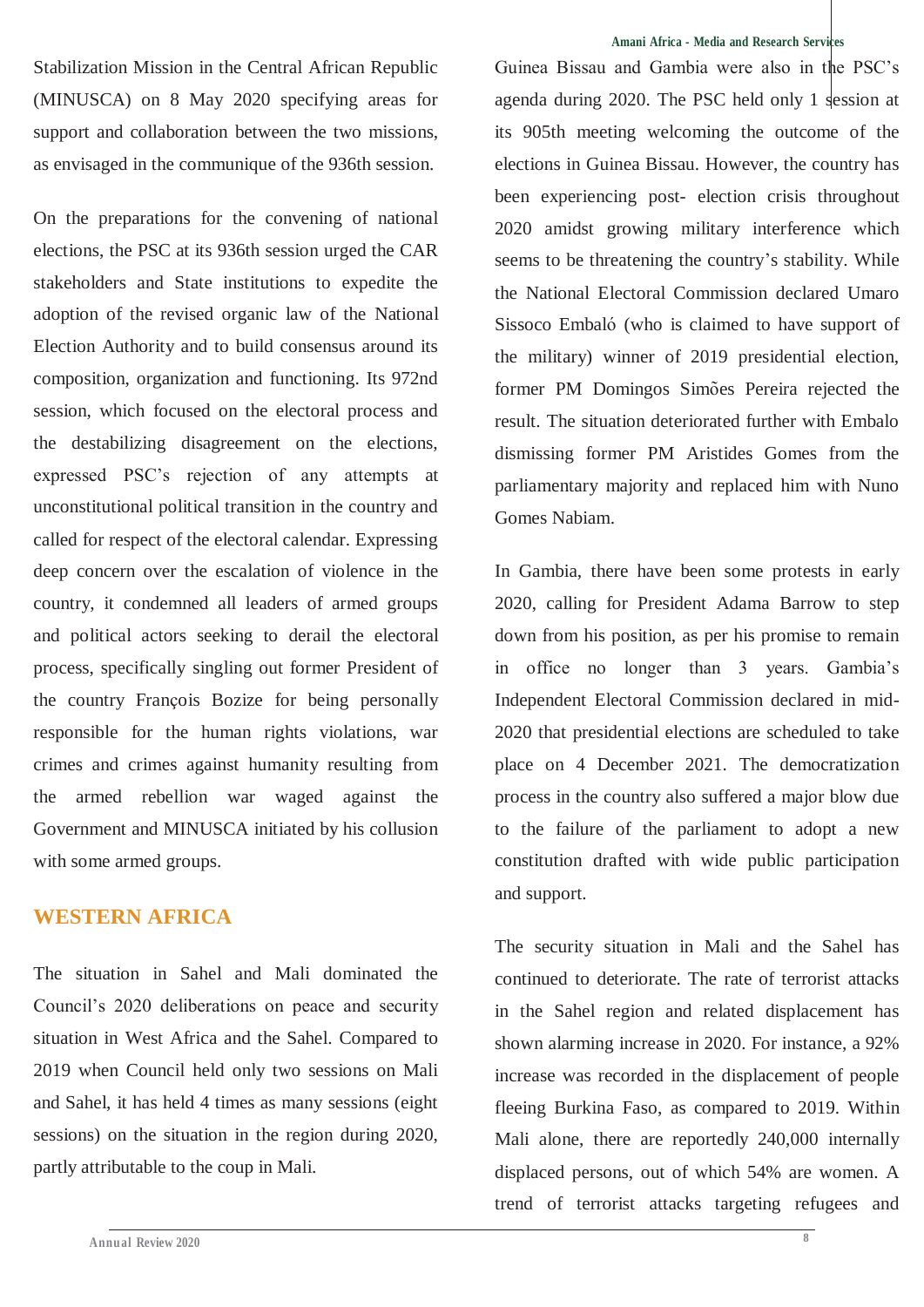Stabilization Mission in the Central African Republic (MINUSCA) on 8 May 2020 specifying areas for support and collaboration between the two missions, as envisaged in the communique of the 936th session.

On the preparations for the convening of national elections, the PSC at its 936th session urged the CAR stakeholders and State institutions to expedite the adoption of the revised organic law of the National Election Authority and to build consensus around its composition, organization and functioning. Its 972nd session, which focused on the electoral process and the destabilizing disagreement on the elections, expressed PSC's rejection of any attempts at unconstitutional political transition in the country and called for respect of the electoral calendar. Expressing deep concern over the escalation of violence in the country, it condemned all leaders of armed groups and political actors seeking to derail the electoral process, specifically singling out former President of the country François Bozize for being personally responsible for the human rights violations, war crimes and crimes against humanity resulting from the armed rebellion war waged against the Government and MINUSCA initiated by his collusion with some armed groups.

## WESTERN AFRICA

The situation in Sahel and Mali dominated the Council's 2020 deliberations on peace and security situation in West Africa and the Sahel. Compared to 2019 when Council held only two sessions on Mali and Sahel, it has held 4 times as many sessions (eight sessions) on the situation in the region during 2020, partly attributable to the coup in Mali.

Guinea Bissau and Gambia were also in the PSC's agenda during 2020. The PSC held only 1 session at its 905th meeting welcoming the outcome of the elections in Guinea Bissau. However, the country has been experiencing post- election crisis throughout 2020 amidst growing military interference which seems to be threatening the country's stability. While the National Electoral Commission declared Umaro Sissoco Embaló (who is claimed to have support of the military) winner of 2019 presidential election, former PM Domingos Simões Pereira rejected the result. The situation deteriorated further with Embalo dismissing former PM Aristides Gomes from the parliamentary majority and replaced him with Nuno Gomes Nabiam.

In Gambia, there have been some protests in early 2020, calling for President Adama Barrow to step down from his position, as per his promise to remain in office no longer than 3 years. Gambia's Independent Electoral Commission declared in mid-2020 that presidential elections are scheduled to take place on 4 December 2021. The democratization process in the country also suffered a major blow due to the failure of the parliament to adopt a new constitution drafted with wide public participation and support.

The security situation in Mali and the Sahel has continued to deteriorate. The rate of terrorist attacks in the Sahel region and related displacement has shown alarming increase in 2020. For instance, a 92% increase was recorded in the displacement of people fleeing Burkina Faso, as compared to 2019. Within Mali alone, there are reportedly 240,000 internally displaced persons, out of which 54% are women. A trend of terrorist attacks targeting refugees and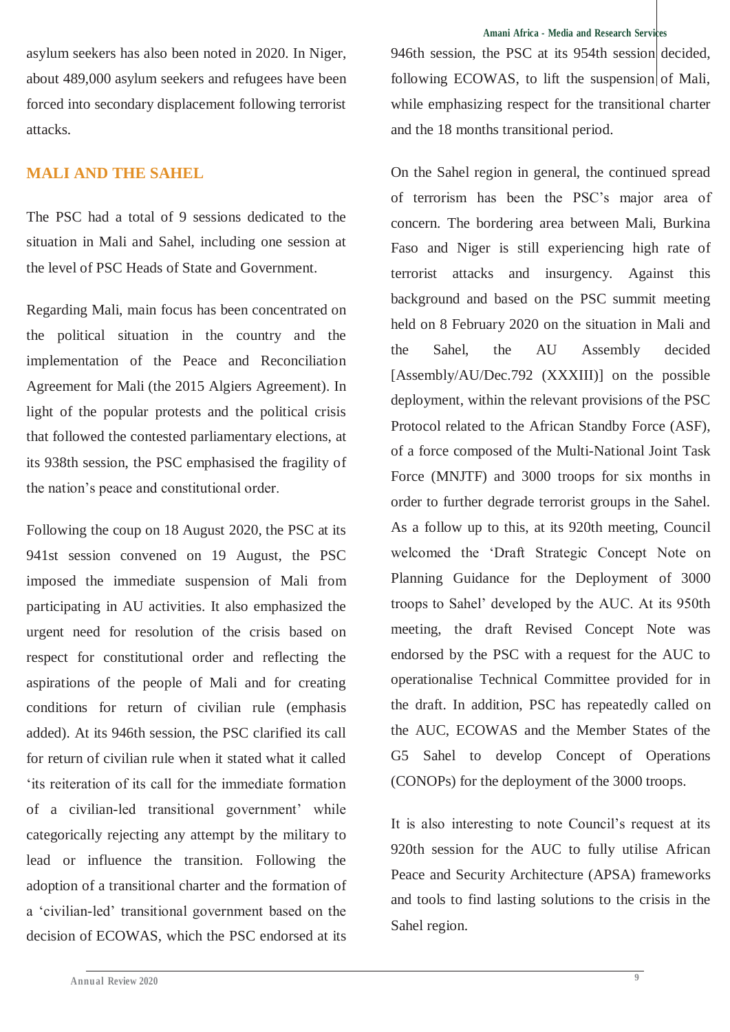asylum seekers has also been noted in 2020. In Niger, about 489,000 asylum seekers and refugees have been forced into secondary displacement following terrorist attacks.

## MALI AND THE SAHEL

The PSC had a total of 9 sessions dedicated to the situation in Mali and Sahel, including one session at the level of PSC Heads of State and Government.

Regarding Mali, main focus has been concentrated on the political situation in the country and the implementation of the Peace and Reconciliation Agreement for Mali (the 2015 Algiers Agreement). In light of the popular protests and the political crisis that followed the contested parliamentary elections, at its 938th session, the PSC emphasised the fragility of the nation's peace and constitutional order.

Following the coup on 18 August 2020, the PSC at its 941st session convened on 19 August, the PSC imposed the immediate suspension of Mali from participating in AU activities. It also emphasized the urgent need for resolution of the crisis based on respect for constitutional order and reflecting the aspirations of the people of Mali and for creating conditions for return of civilian rule (emphasis added). At its 946th session, the PSC clarified its call for return of civilian rule when it stated what it called 'its reiteration of its call for the immediate formation of a civilian-led transitional government' while categorically rejecting any attempt by the military to lead or influence the transition. Following the adoption of a transitional charter and the formation of a 'civilian-led' transitional government based on the decision of ECOWAS, which the PSC endorsed at its 946th session, the PSC at its 954th session decided, following ECOWAS, to lift the suspension of Mali, while emphasizing respect for the transitional charter and the 18 months transitional period.

On the Sahel region in general, the continued spread of terrorism has been the PSC's major area of concern. The bordering area between Mali, Burkina Faso and Niger is still experiencing high rate of terrorist attacks and insurgency. Against this background and based on the PSC summit meeting held on 8 February 2020 on the situation in Mali and the Sahel, the AU Assembly decided [Assembly/AU/Dec.792 (XXXIII)] on the possible deployment, within the relevant provisions of the PSC Protocol related to the African Standby Force (ASF), of a force composed of the Multi-National Joint Task Force (MNJTF) and 3000 troops for six months in order to further degrade terrorist groups in the Sahel. As a follow up to this, at its 920th meeting, Council welcomed the 'Draft Strategic Concept Note on Planning Guidance for the Deployment of 3000 troops to Sahel' developed by the AUC. At its 950th meeting, the draft Revised Concept Note was endorsed by the PSC with a request for the AUC to operationalise Technical Committee provided for in the draft. In addition, PSC has repeatedly called on the AUC, ECOWAS and the Member States of the G5 Sahel to develop Concept of Operations (CONOPs) for the deployment of the 3000 troops.

It is also interesting to note Council's request at its 920th session for the AUC to fully utilise African Peace and Security Architecture (APSA) frameworks and tools to find lasting solutions to the crisis in the Sahel region.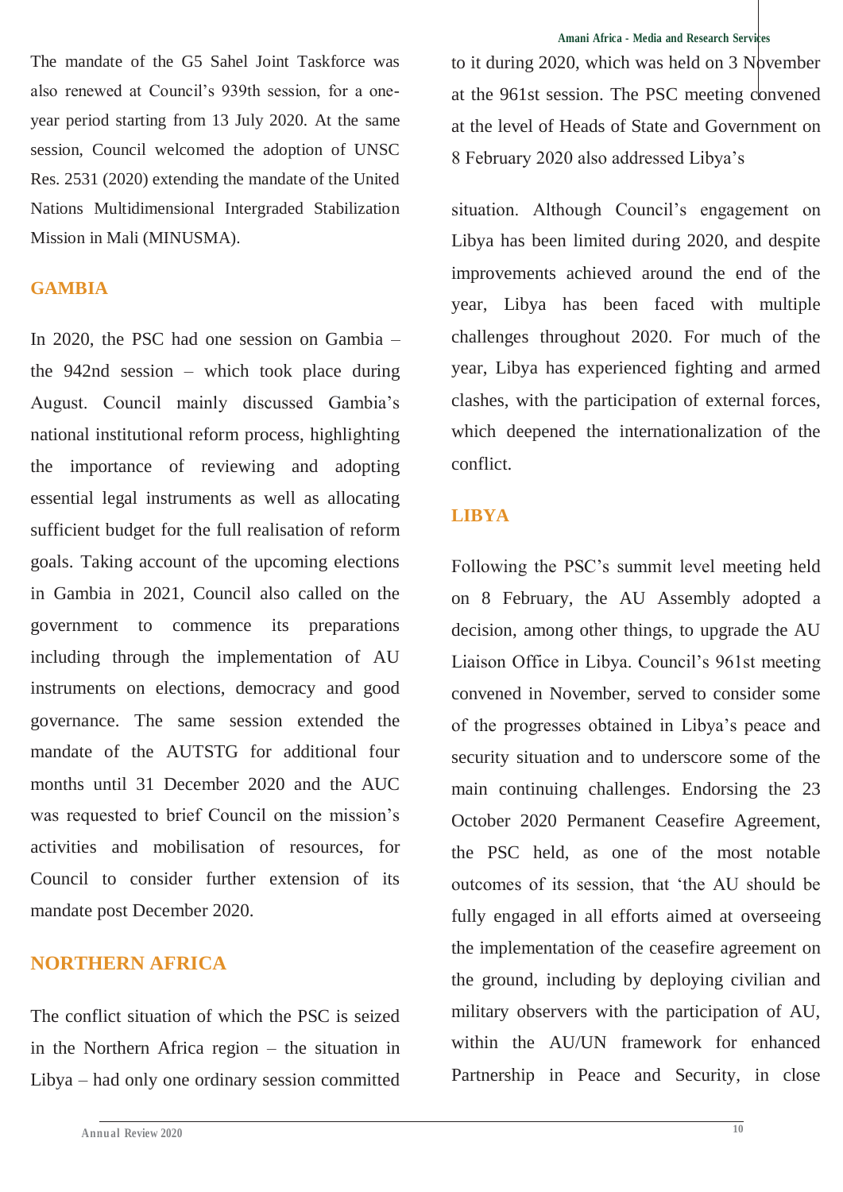The mandate of the G5 Sahel Joint Taskforce was also renewed at Council's 939th session, for a one-year period starting from 13 July 2020. At the same session, Council welcomed the adoption of UNSC Res. 2531 (2020) extending the mandate of the United Nations Multidimensional Intergraded Stabilization Mission in Mali (MINUSMA).

## GAMBIA

In 2020, the PSC had one session on Gambia – the 942nd session – which took place during August. Council mainly discussed Gambia's national institutional reform process, highlighting the importance of reviewing and adopting essential legal instruments as well as allocating sufficient budget for the full realisation of reform goals. Taking account of the upcoming elections in Gambia in 2021, Council also called on the government to commence its preparations including through the implementation of AU instruments on elections, democracy and good governance. The same session extended the mandate of the AUTSTG for additional four months until 31 December 2020 and the AUC was requested to brief Council on the mission's activities and mobilisation of resources, for Council to consider further extension of its mandate post December 2020.

## NORTHERN AFRICA

The conflict situation of which the PSC is seized in the Northern Africa region – the situation in Libya – had only one ordinary session committed to it during 2020, which was held on 3 November at the 961st session. The PSC meeting convened at the level of Heads of State and Government on 8 February 2020 also addressed Libya's

situation. Although Council's engagement on Libya has been limited during 2020, and despite improvements achieved around the end of the year, Libya has been faced with multiple challenges throughout 2020. For much of the year, Libya has experienced fighting and armed clashes, with the participation of external forces, which deepened the internationalization of the conflict.

## LIBYA

Following the PSC's summit level meeting held on 8 February, the AU Assembly adopted a decision, among other things, to upgrade the AU Liaison Office in Libya. Council's 961st meeting convened in November, served to consider some of the progresses obtained in Libya's peace and security situation and to underscore some of the main continuing challenges. Endorsing the 23 October 2020 Permanent Ceasefire Agreement, the PSC held, as one of the most notable outcomes of its session, that 'the AU should be fully engaged in all efforts aimed at overseeing the implementation of the ceasefire agreement on the ground, including by deploying civilian and military observers with the participation of AU, within the AU/UN framework for enhanced Partnership in Peace and Security, in close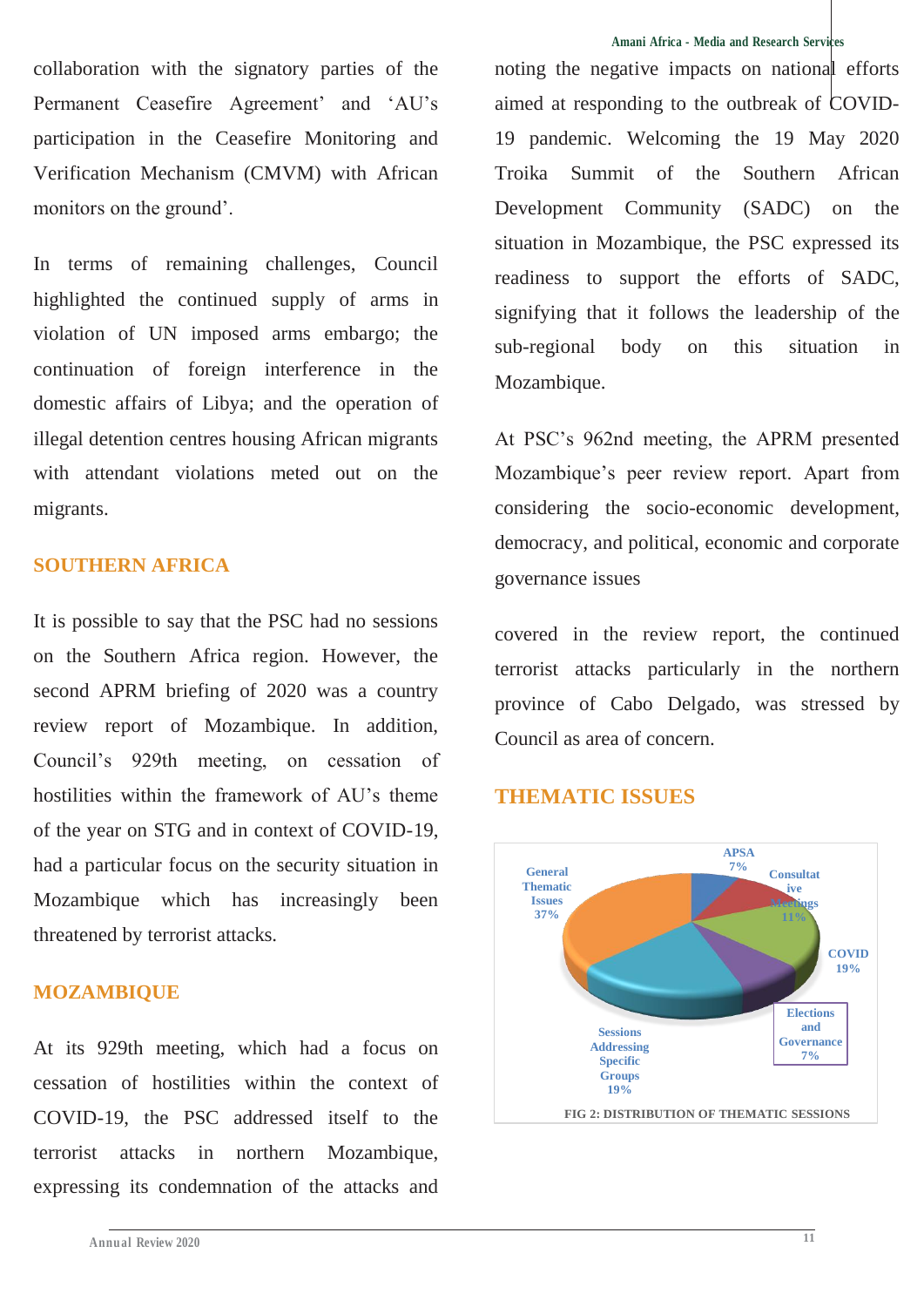collaboration with the signatory parties of the Permanent Ceasefire Agreement' and 'AU's participation in the Ceasefire Monitoring and Verification Mechanism (CMVM) with African monitors on the ground'.

In terms of remaining challenges, Council highlighted the continued supply of arms in violation of UN imposed arms embargo; the continuation of foreign interference in the domestic affairs of Libya; and the operation of illegal detention centres housing African migrants with attendant violations meted out on the migrants.

## SOUTHERN AFRICA

It is possible to say that the PSC had no sessions on the Southern Africa region. However, the second APRM briefing of 2020 was a country review report of Mozambique. In addition, Council's 929th meeting, on cessation of hostilities within the framework of AU's theme of the year on STG and in context of COVID-19, had a particular focus on the security situation in Mozambique which has increasingly been threatened by terrorist attacks.

## MOZAMBIQUE

At its 929th meeting, which had a focus on cessation of hostilities within the context of COVID-19, the PSC addressed itself to the terrorist attacks in northern Mozambique, expressing its condemnation of the attacks and noting the negative impacts on national efforts aimed at responding to the outbreak of COVID-19 pandemic. Welcoming the 19 May 2020 Troika Summit of the Southern African Development Community (SADC) on the situation in Mozambique, the PSC expressed its readiness to support the efforts of SADC, signifying that it follows the leadership of the sub-regional body on this situation in Mozambique.

At PSC's 962nd meeting, the APRM presented Mozambique's peer review report. Apart from considering the socio-economic development, democracy, and political, economic and corporate governance issues

covered in the review report, the continued terrorist attacks particularly in the northern province of Cabo Delgado, was stressed by Council as area of concern.

## THEMATIC ISSUES

| Category | Share |
|---|---|
| APSA | 7% |
| Consultative Meetings | 11% |
| COVID | 19% |
| Elections and Governance | 7% |
| Sessions Addressing Specific Groups | 19% |
| General Thematic Issues | 37% |

FIG 2: DISTRIBUTION OF THEMATIC SESSIONS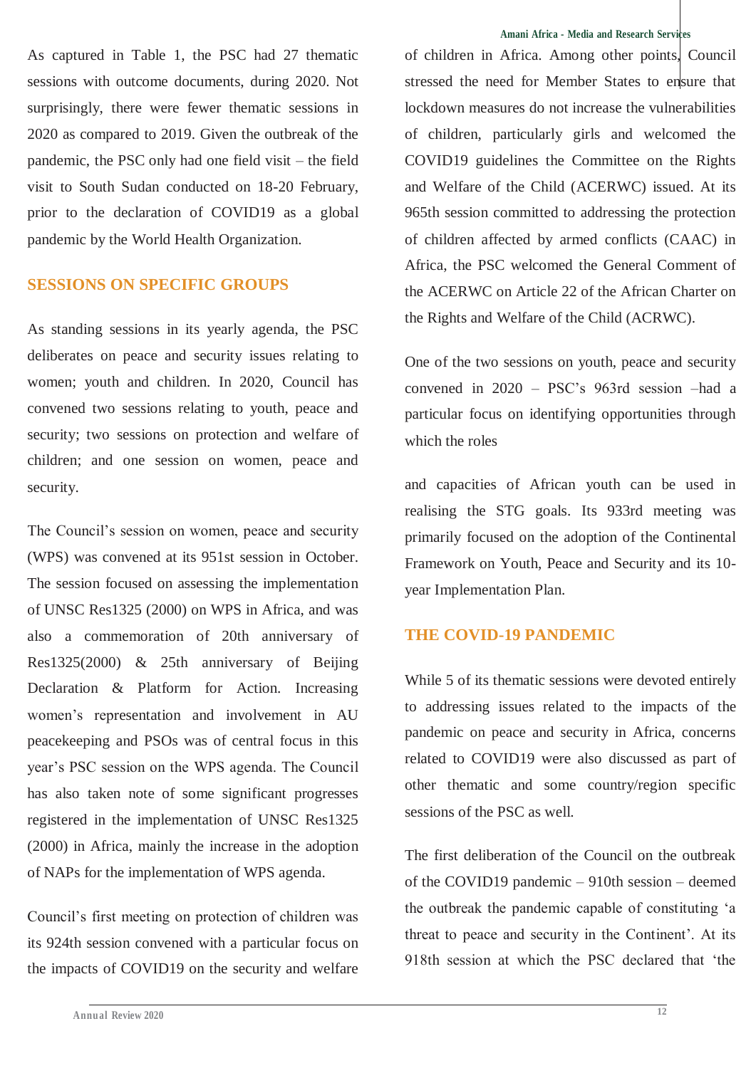As captured in Table 1, the PSC had 27 thematic sessions with outcome documents, during 2020. Not surprisingly, there were fewer thematic sessions in 2020 as compared to 2019. Given the outbreak of the pandemic, the PSC only had one field visit – the field visit to South Sudan conducted on 18-20 February, prior to the declaration of COVID19 as a global pandemic by the World Health Organization.

## SESSIONS ON SPECIFIC GROUPS

As standing sessions in its yearly agenda, the PSC deliberates on peace and security issues relating to women; youth and children. In 2020, Council has convened two sessions relating to youth, peace and security; two sessions on protection and welfare of children; and one session on women, peace and security.

The Council's session on women, peace and security (WPS) was convened at its 951st session in October. The session focused on assessing the implementation of UNSC Res1325 (2000) on WPS in Africa, and was also a commemoration of 20th anniversary of Res1325(2000) & 25th anniversary of Beijing Declaration & Platform for Action. Increasing women's representation and involvement in AU peacekeeping and PSOs was of central focus in this year's PSC session on the WPS agenda. The Council has also taken note of some significant progresses registered in the implementation of UNSC Res1325 (2000) in Africa, mainly the increase in the adoption of NAPs for the implementation of WPS agenda.

Council's first meeting on protection of children was its 924th session convened with a particular focus on the impacts of COVID19 on the security and welfare of children in Africa. Among other points, Council stressed the need for Member States to ensure that lockdown measures do not increase the vulnerabilities of children, particularly girls and welcomed the COVID19 guidelines the Committee on the Rights and Welfare of the Child (ACERWC) issued. At its 965th session committed to addressing the protection of children affected by armed conflicts (CAAC) in Africa, the PSC welcomed the General Comment of the ACERWC on Article 22 of the African Charter on the Rights and Welfare of the Child (ACRWC).

One of the two sessions on youth, peace and security convened in 2020 – PSC's 963rd session –had a particular focus on identifying opportunities through which the roles and capacities of African youth can be used in realising the STG goals. Its 933rd meeting was primarily focused on the adoption of the Continental Framework on Youth, Peace and Security and its 10-year Implementation Plan.

## THE COVID-19 PANDEMIC

While 5 of its thematic sessions were devoted entirely to addressing issues related to the impacts of the pandemic on peace and security in Africa, concerns related to COVID19 were also discussed as part of other thematic and some country/region specific sessions of the PSC as well.

The first deliberation of the Council on the outbreak of the COVID19 pandemic – 910th session – deemed the outbreak the pandemic capable of constituting 'a threat to peace and security in the Continent'. At its 918th session at which the PSC declared that 'the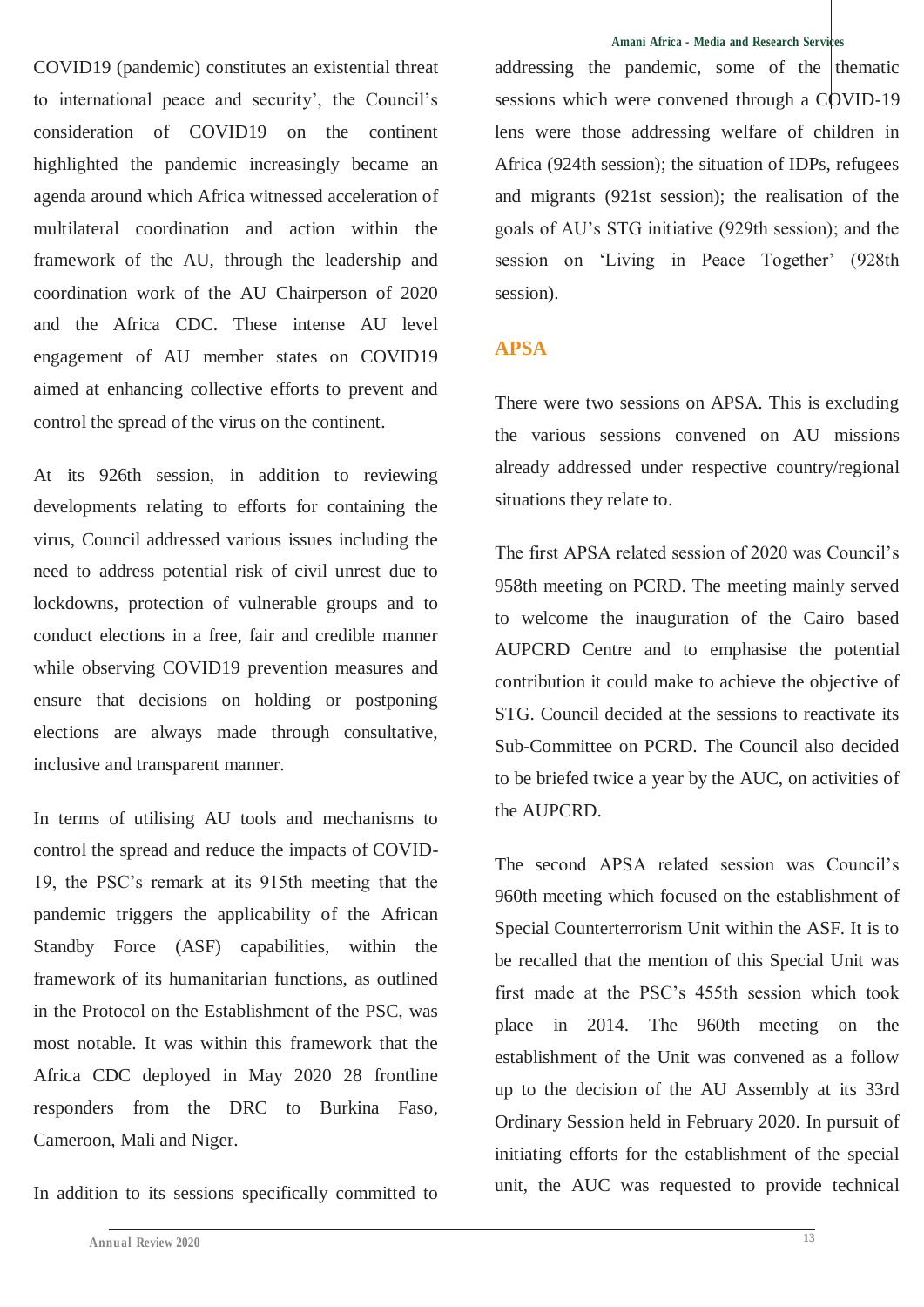COVID19 (pandemic) constitutes an existential threat to international peace and security', the Council's consideration of COVID19 on the continent highlighted the pandemic increasingly became an agenda around which Africa witnessed acceleration of multilateral coordination and action within the framework of the AU, through the leadership and coordination work of the AU Chairperson of 2020 and the Africa CDC. These intense AU level engagement of AU member states on COVID19 aimed at enhancing collective efforts to prevent and control the spread of the virus on the continent.

At its 926th session, in addition to reviewing developments relating to efforts for containing the virus, Council addressed various issues including the need to address potential risk of civil unrest due to lockdowns, protection of vulnerable groups and to conduct elections in a free, fair and credible manner while observing COVID19 prevention measures and ensure that decisions on holding or postponing elections are always made through consultative, inclusive and transparent manner.

In terms of utilising AU tools and mechanisms to control the spread and reduce the impacts of COVID-19, the PSC's remark at its 915th meeting that the pandemic triggers the applicability of the African Standby Force (ASF) capabilities, within the framework of its humanitarian functions, as outlined in the Protocol on the Establishment of the PSC, was most notable. It was within this framework that the Africa CDC deployed in May 2020 28 frontline responders from the DRC to Burkina Faso, Cameroon, Mali and Niger.

In addition to its sessions specifically committed to addressing the pandemic, some of the thematic sessions which were convened through a COVID-19 lens were those addressing welfare of children in Africa (924th session); the situation of IDPs, refugees and migrants (921st session); the realisation of the goals of AU's STG initiative (929th session); and the session on 'Living in Peace Together' (928th session).

## APSA

There were two sessions on APSA. This is excluding the various sessions convened on AU missions already addressed under respective country/regional situations they relate to.

The first APSA related session of 2020 was Council's 958th meeting on PCRD. The meeting mainly served to welcome the inauguration of the Cairo based AUPCRD Centre and to emphasise the potential contribution it could make to achieve the objective of STG. Council decided at the sessions to reactivate its Sub-Committee on PCRD. The Council also decided to be briefed twice a year by the AUC, on activities of the AUPCRD.

The second APSA related session was Council's 960th meeting which focused on the establishment of Special Counterterrorism Unit within the ASF. It is to be recalled that the mention of this Special Unit was first made at the PSC's 455th session which took place in 2014. The 960th meeting on the establishment of the Unit was convened as a follow up to the decision of the AU Assembly at its 33rd Ordinary Session held in February 2020. In pursuit of initiating efforts for the establishment of the special unit, the AUC was requested to provide technical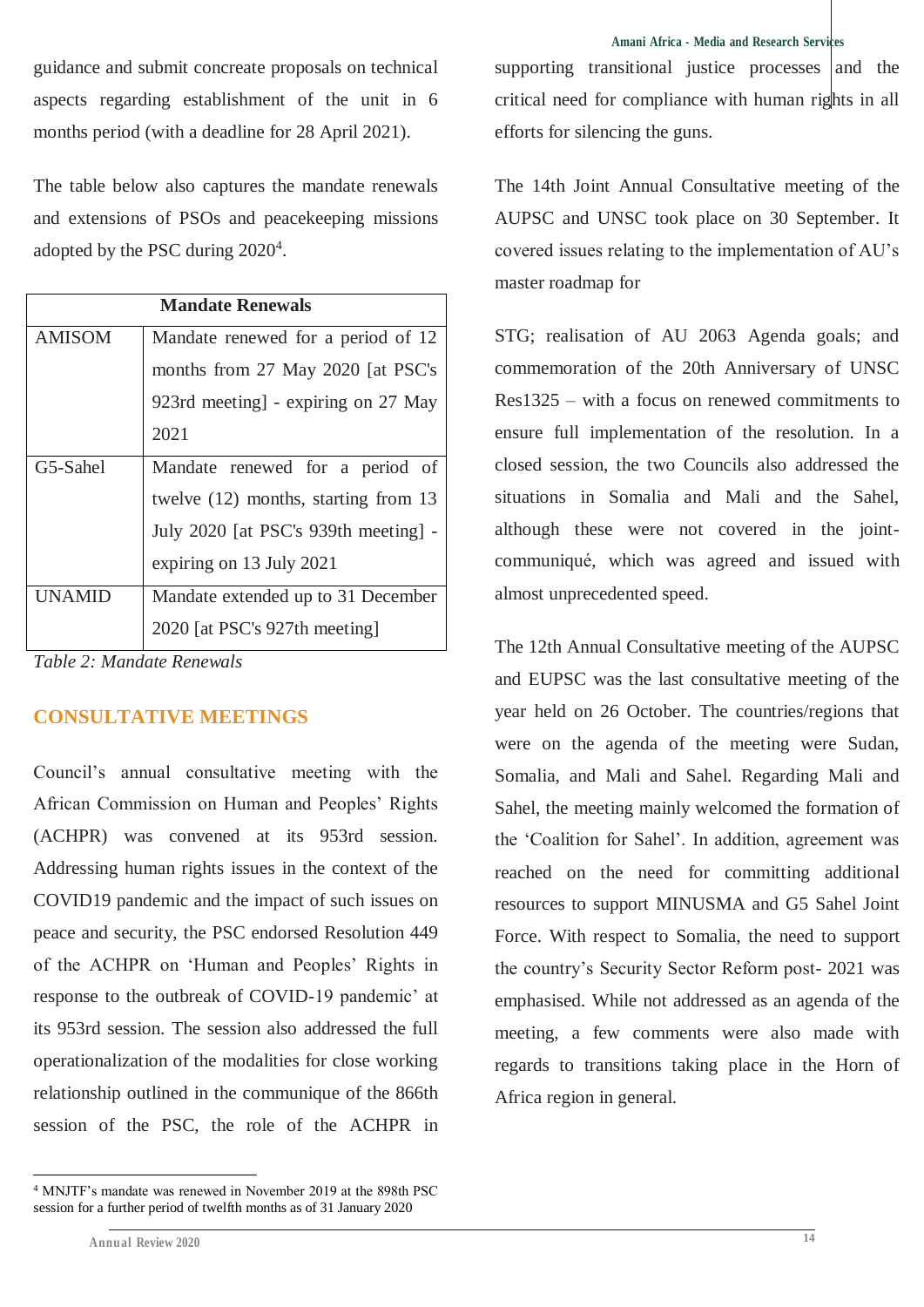guidance and submit conceate proposals on technical aspects regarding establishment of the unit in 6 months period (with a deadline for 28 April 2021).

The table below also captures the mandate renewals and extensions of PSOs and peacekeeping missions adopted by the PSC during 2020[4].

| Mandate Renewals | |
|---|---|
| AMISOM | Mandate renewed for a period of 12 months from 27 May 2020 [at PSC's 923rd meeting] - expiring on 27 May 2021 |
| G5-Sahel | Mandate renewed for a period of twelve (12) months, starting from 13 July 2020 [at PSC's 939th meeting] - expiring on 13 July 2021 |
| UNAMID | Mandate extended up to 31 December 2020 [at PSC's 927th meeting] |

*Table 2: Mandate Renewals*

## CONSULTATIVE MEETINGS

Council's annual consultative meeting with the African Commission on Human and Peoples' Rights (ACHPR) was convened at its 953rd session. Addressing human rights issues in the context of the COVID19 pandemic and the impact of such issues on peace and security, the PSC endorsed Resolution 449 of the ACHPR on 'Human and Peoples' Rights in response to the outbreak of COVID-19 pandemic' at its 953rd session. The session also addressed the full operationalization of the modalities for close working relationship outlined in the communique of the 866th session of the PSC, the role of the ACHPR in supporting transitional justice processes and the critical need for compliance with human rights in all efforts for silencing the guns.

The 14th Joint Annual Consultative meeting of the AUPSC and UNSC took place on 30 September. It covered issues relating to the implementation of AU's master roadmap for

STG; realisation of AU 2063 Agenda goals; and commemoration of the 20th Anniversary of UNSC Res1325 – with a focus on renewed commitments to ensure full implementation of the resolution. In a closed session, the two Councils also addressed the situations in Somalia and Mali and the Sahel, although these were not covered in the joint-communiqué, which was agreed and issued with almost unprecedented speed.

The 12th Annual Consultative meeting of the AUPSC and EUPSC was the last consultative meeting of the year held on 26 October. The countries/regions that were on the agenda of the meeting were Sudan, Somalia, and Mali and Sahel. Regarding Mali and Sahel, the meeting mainly welcomed the formation of the 'Coalition for Sahel'. In addition, agreement was reached on the need for committing additional resources to support MINUSMA and G5 Sahel Joint Force. With respect to Somalia, the need to support the country's Security Sector Reform post- 2021 was emphasised. While not addressed as an agenda of the meeting, a few comments were also made with regards to transitions taking place in the Horn of Africa region in general.

---

[4] MNJTF's mandate was renewed in November 2019 at the 898th PSC session for a further period of twelfth months as of 31 January 2020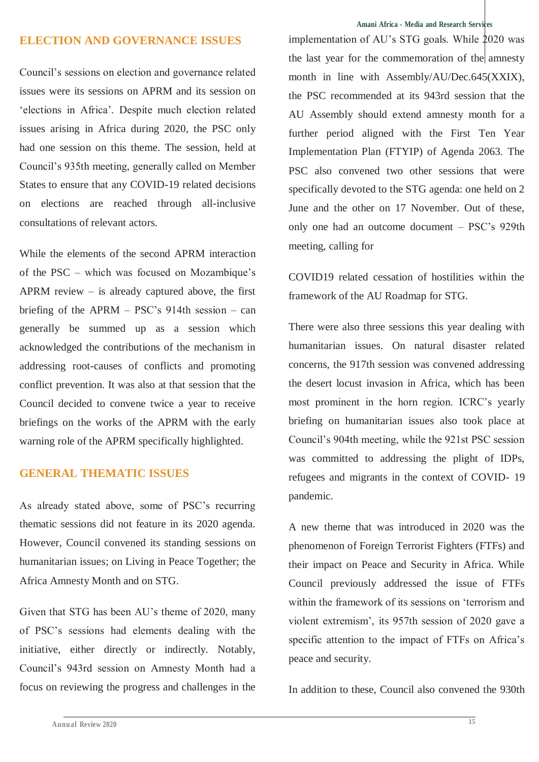## ELECTION AND GOVERNANCE ISSUES

Council's sessions on election and governance related issues were its sessions on APRM and its session on 'elections in Africa'. Despite much election related issues arising in Africa during 2020, the PSC only had one session on this theme. The session, held at Council's 935th meeting, generally called on Member States to ensure that any COVID-19 related decisions on elections are reached through all-inclusive consultations of relevant actors.

While the elements of the second APRM interaction of the PSC – which was focused on Mozambique's APRM review – is already captured above, the first briefing of the APRM – PSC's 914th session – can generally be summed up as a session which acknowledged the contributions of the mechanism in addressing root-causes of conflicts and promoting conflict prevention. It was also at that session that the Council decided to convene twice a year to receive briefings on the works of the APRM with the early warning role of the APRM specifically highlighted.

## GENERAL THEMATIC ISSUES

As already stated above, some of PSC's recurring thematic sessions did not feature in its 2020 agenda. However, Council convened its standing sessions on humanitarian issues; on Living in Peace Together; the Africa Amnesty Month and on STG.

Given that STG has been AU's theme of 2020, many of PSC's sessions had elements dealing with the initiative, either directly or indirectly. Notably, Council's 943rd session on Amnesty Month had a focus on reviewing the progress and challenges in the implementation of AU's STG goals. While 2020 was the last year for the commemoration of the amnesty month in line with Assembly/AU/Dec.645(XXIX), the PSC recommended at its 943rd session that the AU Assembly should extend amnesty month for a further period aligned with the First Ten Year Implementation Plan (FTYIP) of Agenda 2063. The PSC also convened two other sessions that were specifically devoted to the STG agenda: one held on 2 June and the other on 17 November. Out of these, only one had an outcome document – PSC's 929th meeting, calling for

COVID19 related cessation of hostilities within the framework of the AU Roadmap for STG.

There were also three sessions this year dealing with humanitarian issues. On natural disaster related concerns, the 917th session was convened addressing the desert locust invasion in Africa, which has been most prominent in the horn region. ICRC's yearly briefing on humanitarian issues also took place at Council's 904th meeting, while the 921st PSC session was committed to addressing the plight of IDPs, refugees and migrants in the context of COVID- 19 pandemic.

A new theme that was introduced in 2020 was the phenomenon of Foreign Terrorist Fighters (FTFs) and their impact on Peace and Security in Africa. While Council previously addressed the issue of FTFs within the framework of its sessions on 'terrorism and violent extremism', its 957th session of 2020 gave a specific attention to the impact of FTFs on Africa's peace and security.

In addition to these, Council also convened the 930th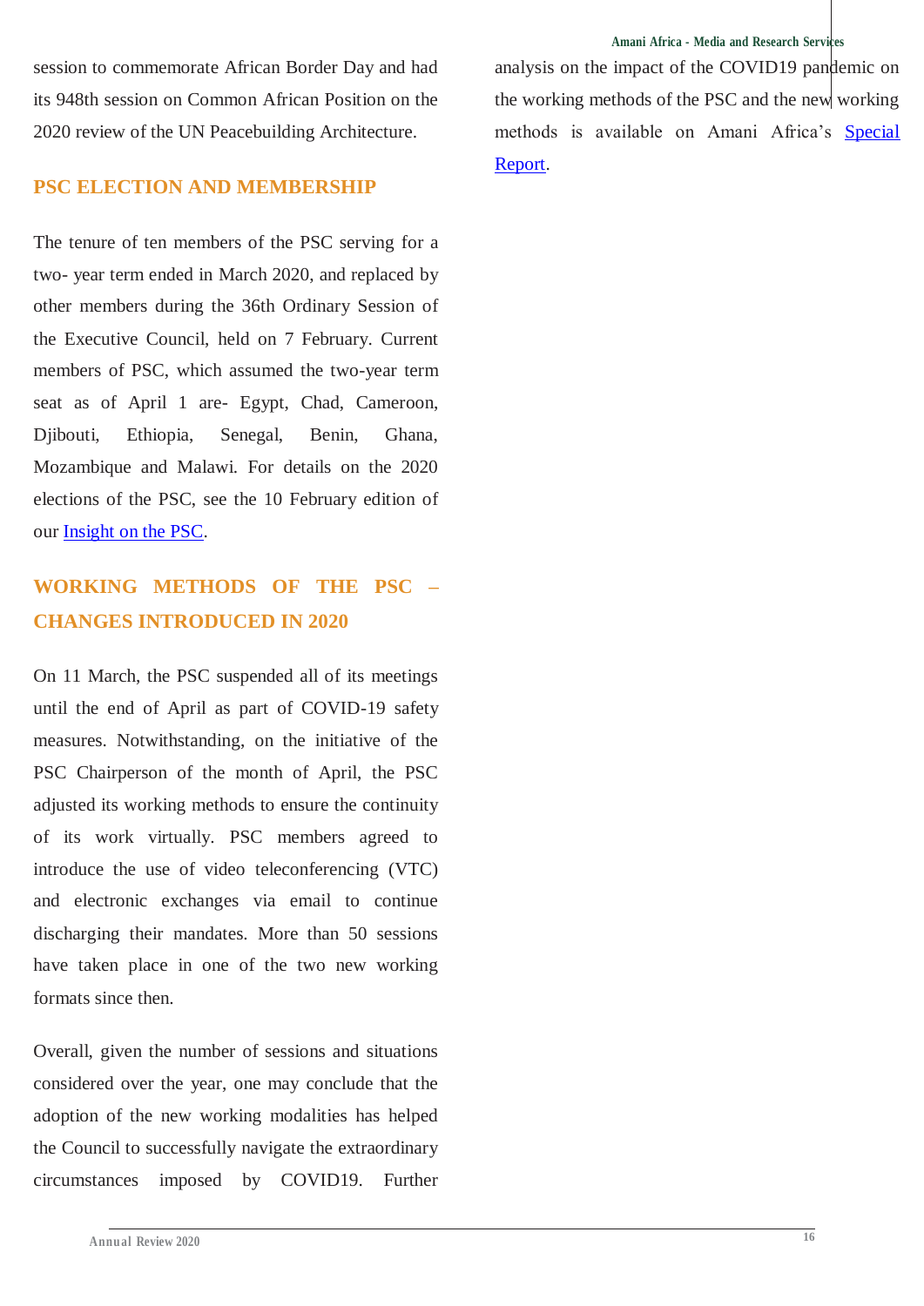session to commemorate African Border Day and had its 948th session on Common African Position on the 2020 review of the UN Peacebuilding Architecture.

## PSC ELECTION AND MEMBERSHIP

The tenure of ten members of the PSC serving for a two- year term ended in March 2020, and replaced by other members during the 36th Ordinary Session of the Executive Council, held on 7 February. Current members of PSC, which assumed the two-year term seat as of April 1 are- Egypt, Chad, Cameroon, Djibouti, Ethiopia, Senegal, Benin, Ghana, Mozambique and Malawi. For details on the 2020 elections of the PSC, see the 10 February edition of our Insight on the PSC.

## WORKING METHODS OF THE PSC – CHANGES INTRODUCED IN 2020

On 11 March, the PSC suspended all of its meetings until the end of April as part of COVID-19 safety measures. Notwithstanding, on the initiative of the PSC Chairperson of the month of April, the PSC adjusted its working methods to ensure the continuity of its work virtually. PSC members agreed to introduce the use of video teleconferencing (VTC) and electronic exchanges via email to continue discharging their mandates. More than 50 sessions have taken place in one of the two new working formats since then.

Overall, given the number of sessions and situations considered over the year, one may conclude that the adoption of the new working modalities has helped the Council to successfully navigate the extraordinary circumstances imposed by COVID19. Further analysis on the impact of the COVID19 pandemic on the working methods of the PSC and the new working methods is available on Amani Africa's Special Report.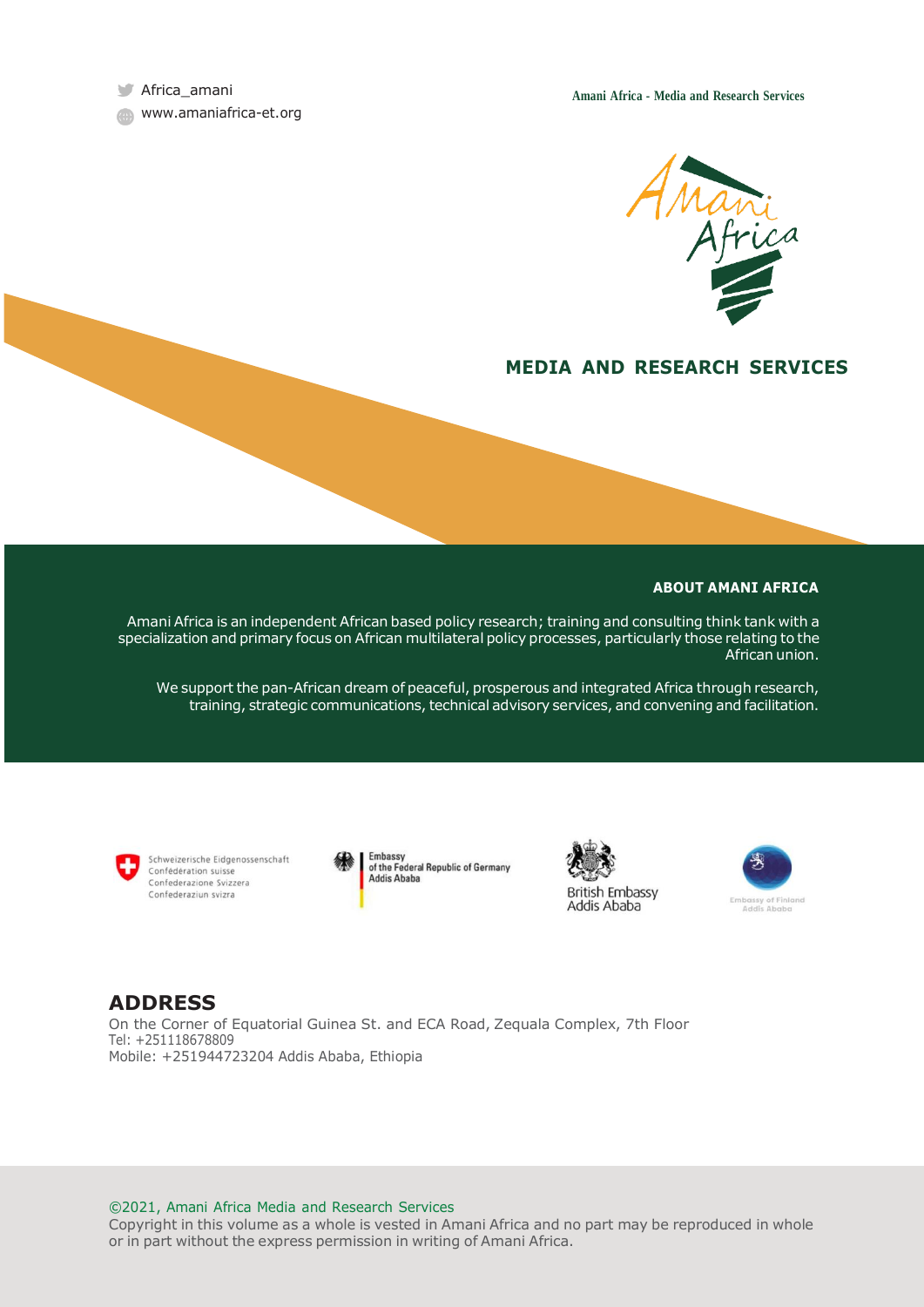Africa_amani
www.amaniafrica-et.org

Amani Africa - Media and Research Services

Amani Africa

**MEDIA AND RESEARCH SERVICES**

**ABOUT AMANI AFRICA**

Amani Africa is an independent African based policy research; training and consulting think tank with a specialization and primary focus on African multilateral policy processes, particularly those relating to the African union.

We support the pan-African dream of peaceful, prosperous and integrated Africa through research, training, strategic communications, technical advisory services, and convening and facilitation.

Schweizerische Eidgenossenschaft
Confédération suisse
Confederazione Svizzera
Confederaziun svizra

Embassy
of the Federal Republic of Germany
Addis Ababa

British Embassy
Addis Ababa

Embassy of Finland
Addis Ababa

## ADDRESS

On the Corner of Equatorial Guinea St. and ECA Road, Zequala Complex, 7th Floor
Tel: +251118678809
Mobile: +251944723204 Addis Ababa, Ethiopia

©2021, Amani Africa Media and Research Services
Copyright in this volume as a whole is vested in Amani Africa and no part may be reproduced in whole or in part without the express permission in writing of Amani Africa.